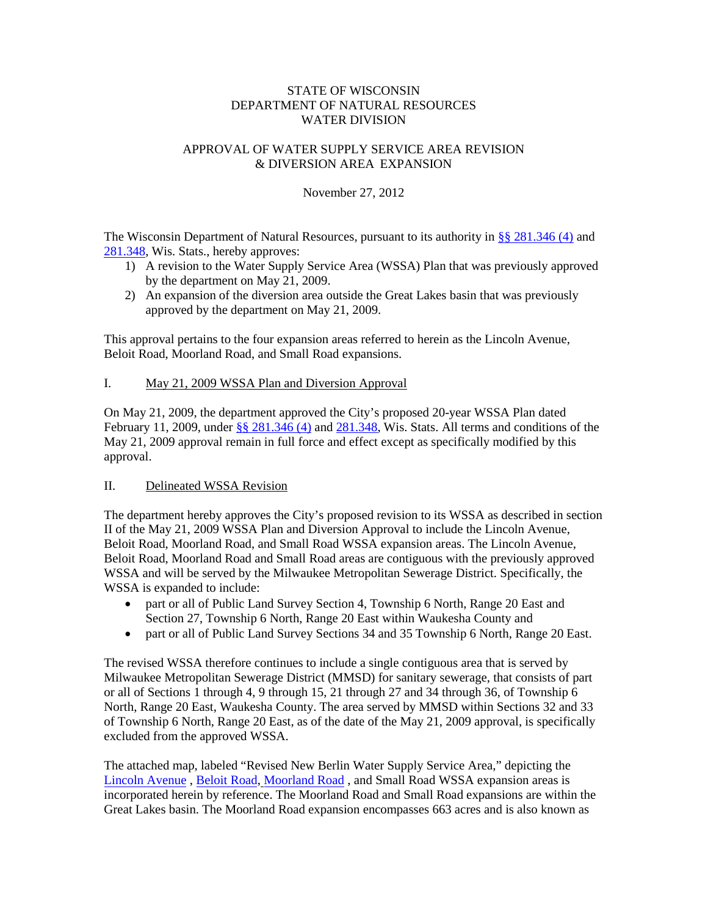STATE OF WISCONSIN
DEPARTMENT OF NATURAL RESOURCES
WATER DIVISION

APPROVAL OF WATER SUPPLY SERVICE AREA REVISION
& DIVERSION AREA EXPANSION

November 27, 2012

The Wisconsin Department of Natural Resources, pursuant to its authority in §§ 281.346 (4) and 281.348, Wis. Stats., hereby approves:

1) A revision to the Water Supply Service Area (WSSA) Plan that was previously approved by the department on May 21, 2009.
2) An expansion of the diversion area outside the Great Lakes basin that was previously approved by the department on May 21, 2009.

This approval pertains to the four expansion areas referred to herein as the Lincoln Avenue, Beloit Road, Moorland Road, and Small Road expansions.

I. May 21, 2009 WSSA Plan and Diversion Approval

On May 21, 2009, the department approved the City's proposed 20-year WSSA Plan dated February 11, 2009, under §§ 281.346 (4) and 281.348, Wis. Stats. All terms and conditions of the May 21, 2009 approval remain in full force and effect except as specifically modified by this approval.

II. Delineated WSSA Revision

The department hereby approves the City's proposed revision to its WSSA as described in section II of the May 21, 2009 WSSA Plan and Diversion Approval to include the Lincoln Avenue, Beloit Road, Moorland Road, and Small Road WSSA expansion areas. The Lincoln Avenue, Beloit Road, Moorland Road and Small Road areas are contiguous with the previously approved WSSA and will be served by the Milwaukee Metropolitan Sewerage District. Specifically, the WSSA is expanded to include:

- part or all of Public Land Survey Section 4, Township 6 North, Range 20 East and Section 27, Township 6 North, Range 20 East within Waukesha County and
- part or all of Public Land Survey Sections 34 and 35 Township 6 North, Range 20 East.

The revised WSSA therefore continues to include a single contiguous area that is served by Milwaukee Metropolitan Sewerage District (MMSD) for sanitary sewerage, that consists of part or all of Sections 1 through 4, 9 through 15, 21 through 27 and 34 through 36, of Township 6 North, Range 20 East, Waukesha County. The area served by MMSD within Sections 32 and 33 of Township 6 North, Range 20 East, as of the date of the May 21, 2009 approval, is specifically excluded from the approved WSSA.

The attached map, labeled "Revised New Berlin Water Supply Service Area," depicting the Lincoln Avenue, Beloit Road, Moorland Road, and Small Road WSSA expansion areas is incorporated herein by reference. The Moorland Road and Small Road expansions are within the Great Lakes basin. The Moorland Road expansion encompasses 663 acres and is also known as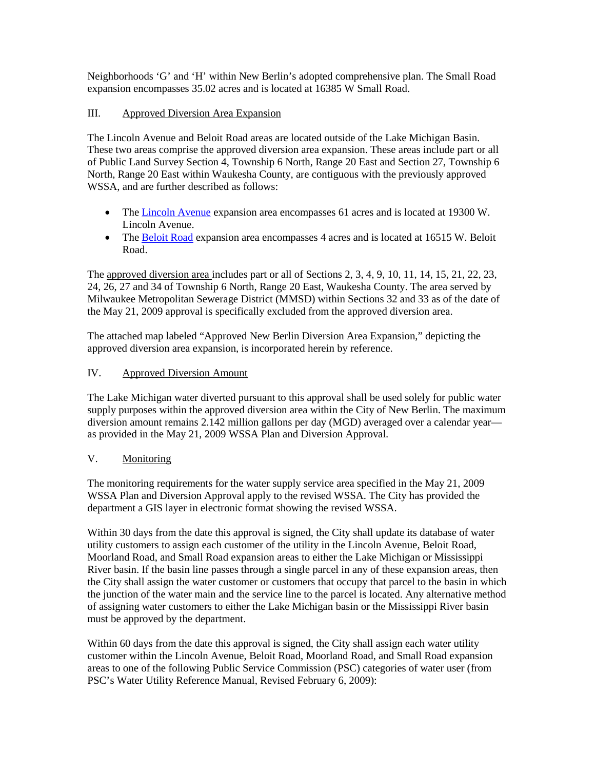Neighborhoods 'G' and 'H' within New Berlin's adopted comprehensive plan. The Small Road expansion encompasses 35.02 acres and is located at 16385 W Small Road.

## III. Approved Diversion Area Expansion

The Lincoln Avenue and Beloit Road areas are located outside of the Lake Michigan Basin. These two areas comprise the approved diversion area expansion. These areas include part or all of Public Land Survey Section 4, Township 6 North, Range 20 East and Section 27, Township 6 North, Range 20 East within Waukesha County, are contiguous with the previously approved WSSA, and are further described as follows:

- The Lincoln Avenue expansion area encompasses 61 acres and is located at 19300 W. Lincoln Avenue.
- The Beloit Road expansion area encompasses 4 acres and is located at 16515 W. Beloit Road.

The approved diversion area includes part or all of Sections 2, 3, 4, 9, 10, 11, 14, 15, 21, 22, 23, 24, 26, 27 and 34 of Township 6 North, Range 20 East, Waukesha County. The area served by Milwaukee Metropolitan Sewerage District (MMSD) within Sections 32 and 33 as of the date of the May 21, 2009 approval is specifically excluded from the approved diversion area.

The attached map labeled "Approved New Berlin Diversion Area Expansion," depicting the approved diversion area expansion, is incorporated herein by reference.

## IV. Approved Diversion Amount

The Lake Michigan water diverted pursuant to this approval shall be used solely for public water supply purposes within the approved diversion area within the City of New Berlin. The maximum diversion amount remains 2.142 million gallons per day (MGD) averaged over a calendar year—as provided in the May 21, 2009 WSSA Plan and Diversion Approval.

## V. Monitoring

The monitoring requirements for the water supply service area specified in the May 21, 2009 WSSA Plan and Diversion Approval apply to the revised WSSA. The City has provided the department a GIS layer in electronic format showing the revised WSSA.

Within 30 days from the date this approval is signed, the City shall update its database of water utility customers to assign each customer of the utility in the Lincoln Avenue, Beloit Road, Moorland Road, and Small Road expansion areas to either the Lake Michigan or Mississippi River basin. If the basin line passes through a single parcel in any of these expansion areas, then the City shall assign the water customer or customers that occupy that parcel to the basin in which the junction of the water main and the service line to the parcel is located. Any alternative method of assigning water customers to either the Lake Michigan basin or the Mississippi River basin must be approved by the department.

Within 60 days from the date this approval is signed, the City shall assign each water utility customer within the Lincoln Avenue, Beloit Road, Moorland Road, and Small Road expansion areas to one of the following Public Service Commission (PSC) categories of water user (from PSC's Water Utility Reference Manual, Revised February 6, 2009):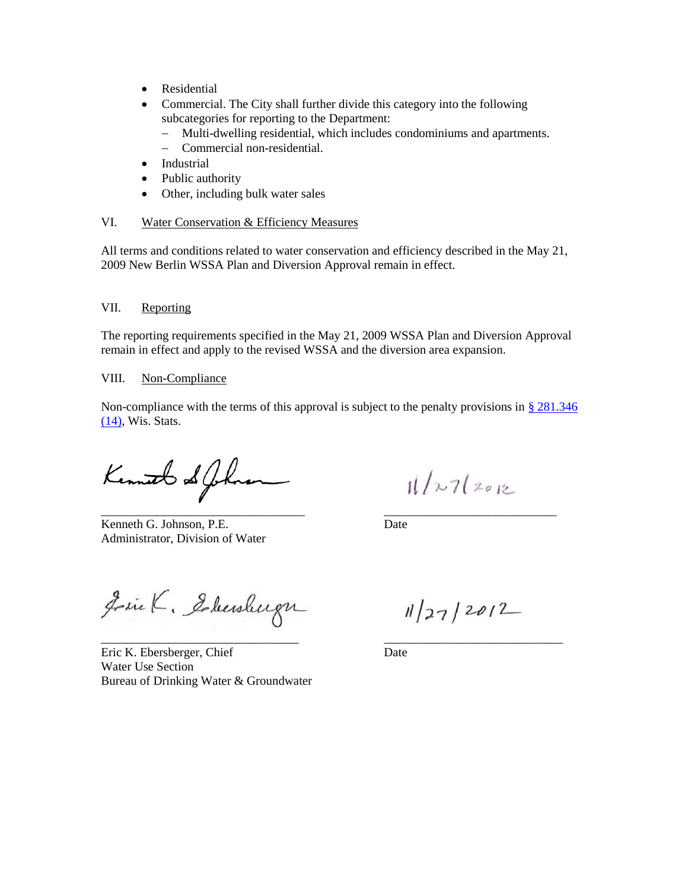- Residential
- Commercial. The City shall further divide this category into the following subcategories for reporting to the Department:
  - Multi-dwelling residential, which includes condominiums and apartments.
  - Commercial non-residential.
- Industrial
- Public authority
- Other, including bulk water sales

## VI. Water Conservation & Efficiency Measures

All terms and conditions related to water conservation and efficiency described in the May 21, 2009 New Berlin WSSA Plan and Diversion Approval remain in effect.

## VII. Reporting

The reporting requirements specified in the May 21, 2009 WSSA Plan and Diversion Approval remain in effect and apply to the revised WSSA and the diversion area expansion.

## VIII. Non-Compliance

Non-compliance with the terms of this approval is subject to the penalty provisions in § 281.346 (14), Wis. Stats.

Kenneth G. Johnson, P.E.
Administrator, Division of Water

Date: 11/27/2012

Eric K. Ebersberger, Chief
Water Use Section
Bureau of Drinking Water & Groundwater

Date: 11/27/2012